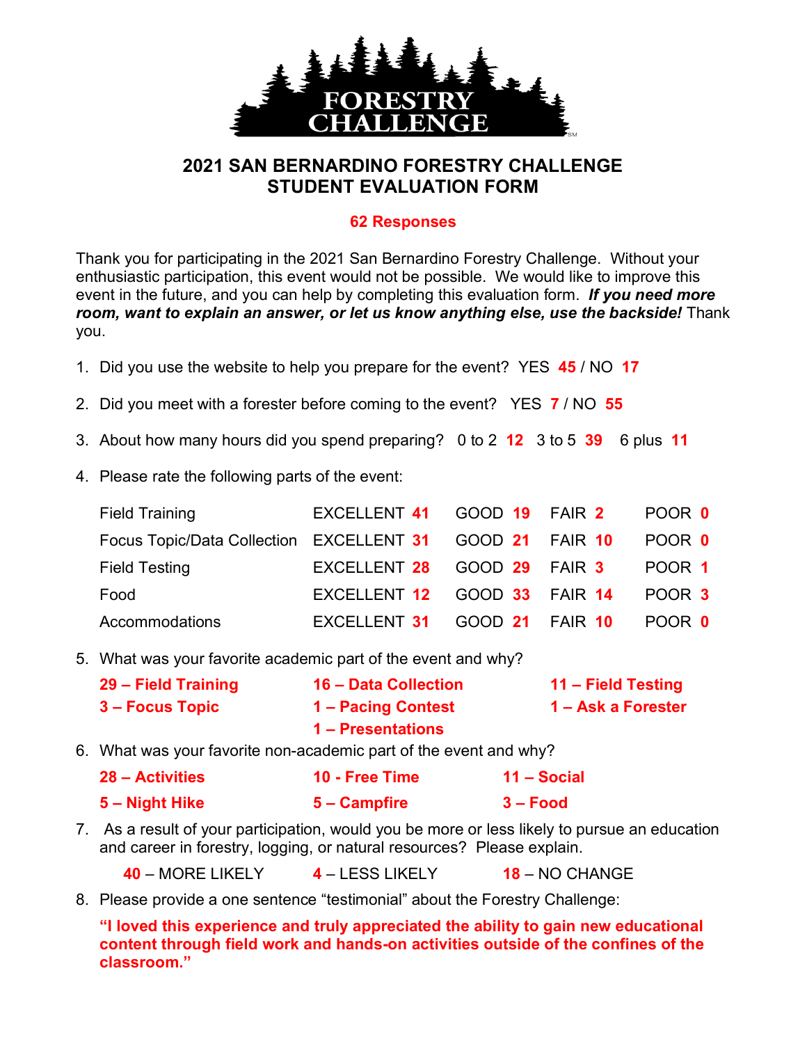# 2021 SAN BERNARDINO FORESTRY CHALLENGE
# STUDENT EVALUATION FORM

**62 Responses**

Thank you for participating in the 2021 San Bernardino Forestry Challenge. Without your enthusiastic participation, this event would not be possible. We would like to improve this event in the future, and you can help by completing this evaluation form. ***If you need more room, want to explain an answer, or let us know anything else, use the backside!*** Thank you.

1. Did you use the website to help you prepare for the event? YES **45** / NO **17**

2. Did you meet with a forester before coming to the event? YES **7** / NO **55**

3. About how many hours did you spend preparing? 0 to 2 **12** 3 to 5 **39** 6 plus **11**

4. Please rate the following parts of the event:

| | EXCELLENT | GOOD | FAIR | POOR |
|---|---|---|---|---|
| Field Training | **41** | **19** | **2** | **0** |
| Focus Topic/Data Collection | **31** | **21** | **10** | **0** |
| Field Testing | **28** | **29** | **3** | **1** |
| Food | **12** | **33** | **14** | **3** |
| Accommodations | **31** | **21** | **10** | **0** |

5. What was your favorite academic part of the event and why?

   **29 – Field Training** **16 – Data Collection** **11 – Field Testing**
   **3 – Focus Topic** **1 – Pacing Contest** **1 – Ask a Forester**
   **1 – Presentations**

6. What was your favorite non-academic part of the event and why?

   **28 – Activities** **10 - Free Time** **11 – Social**
   **5 – Night Hike** **5 – Campfire** **3 – Food**

7. As a result of your participation, would you be more or less likely to pursue an education and career in forestry, logging, or natural resources? Please explain.

   **40** – MORE LIKELY **4** – LESS LIKELY **18** – NO CHANGE

8. Please provide a one sentence "testimonial" about the Forestry Challenge:

   **"I loved this experience and truly appreciated the ability to gain new educational content through field work and hands-on activities outside of the confines of the classroom."**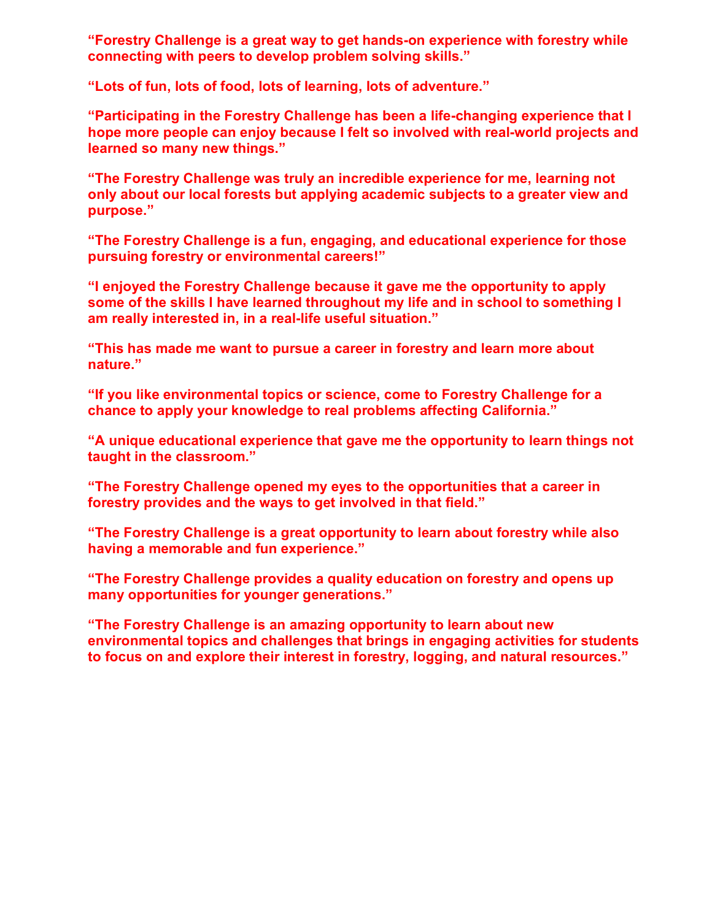**"Forestry Challenge is a great way to get hands-on experience with forestry while connecting with peers to develop problem solving skills."**

**"Lots of fun, lots of food, lots of learning, lots of adventure."**

**"Participating in the Forestry Challenge has been a life-changing experience that I hope more people can enjoy because I felt so involved with real-world projects and learned so many new things."**

**"The Forestry Challenge was truly an incredible experience for me, learning not only about our local forests but applying academic subjects to a greater view and purpose."**

**"The Forestry Challenge is a fun, engaging, and educational experience for those pursuing forestry or environmental careers!"**

**"I enjoyed the Forestry Challenge because it gave me the opportunity to apply some of the skills I have learned throughout my life and in school to something I am really interested in, in a real-life useful situation."**

**"This has made me want to pursue a career in forestry and learn more about nature."**

**"If you like environmental topics or science, come to Forestry Challenge for a chance to apply your knowledge to real problems affecting California."**

**"A unique educational experience that gave me the opportunity to learn things not taught in the classroom."**

**"The Forestry Challenge opened my eyes to the opportunities that a career in forestry provides and the ways to get involved in that field."**

**"The Forestry Challenge is a great opportunity to learn about forestry while also having a memorable and fun experience."**

**"The Forestry Challenge provides a quality education on forestry and opens up many opportunities for younger generations."**

**"The Forestry Challenge is an amazing opportunity to learn about new environmental topics and challenges that brings in engaging activities for students to focus on and explore their interest in forestry, logging, and natural resources."**